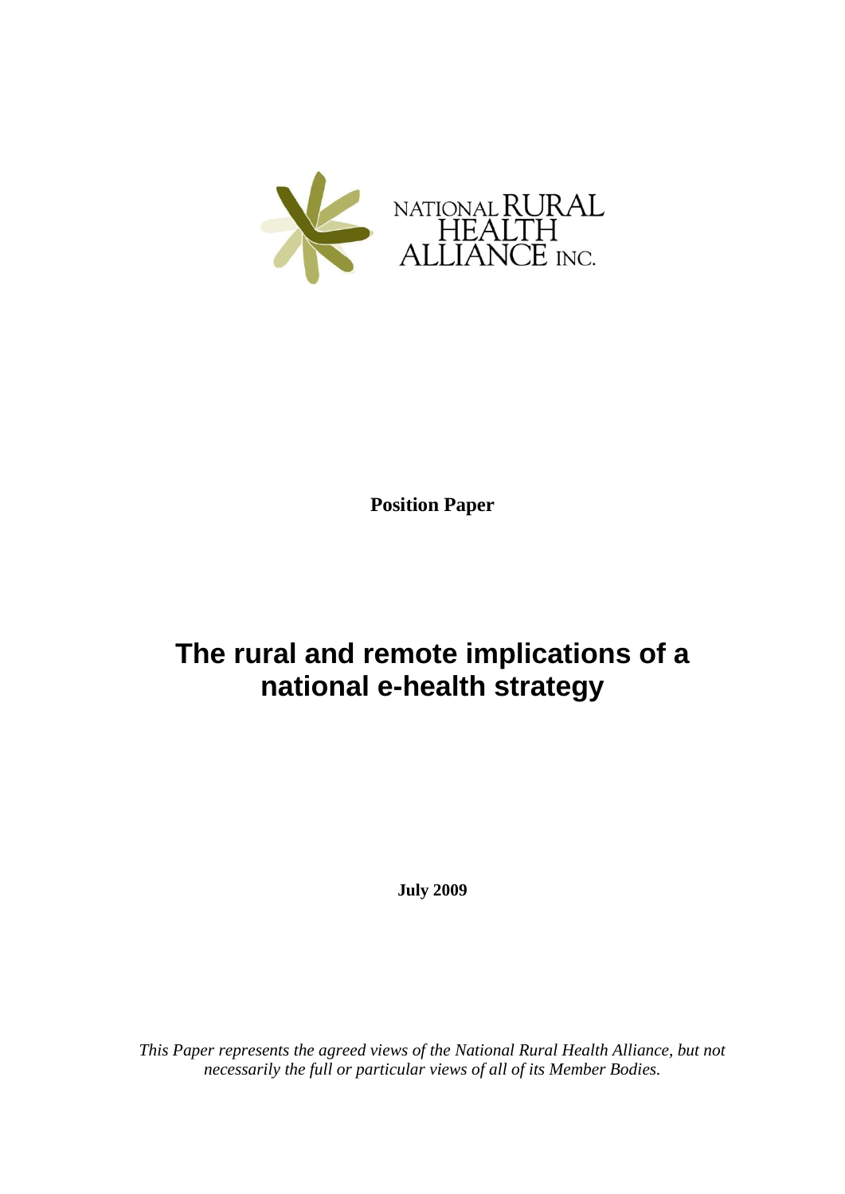NATIONAL RURAL HEALTH ALLIANCE INC.

**Position Paper**

# The rural and remote implications of a national e-health strategy

**July 2009**

*This Paper represents the agreed views of the National Rural Health Alliance, but not necessarily the full or particular views of all of its Member Bodies.*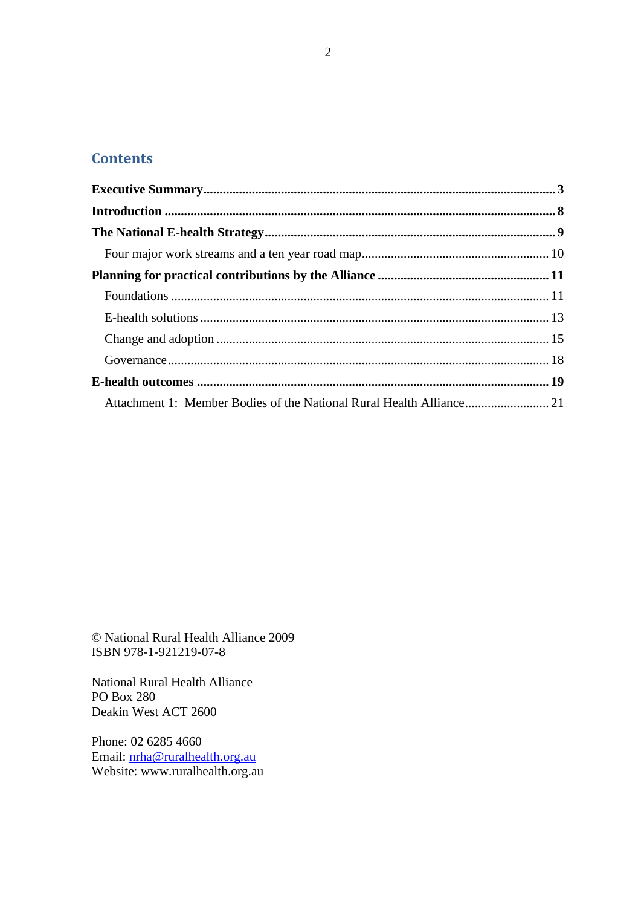## Contents

**Executive Summary** ........ **3**

**Introduction** ........ **8**

**The National E-health Strategy** ........ **9**

- Four major work streams and a ten year road map ........ 10

**Planning for practical contributions by the Alliance** ........ **11**

- Foundations ........ 11
- E-health solutions ........ 13
- Change and adoption ........ 15
- Governance ........ 18

**E-health outcomes** ........ **19**

- Attachment 1: Member Bodies of the National Rural Health Alliance ........ 21

© National Rural Health Alliance 2009
ISBN 978-1-921219-07-8

National Rural Health Alliance
PO Box 280
Deakin West ACT 2600

Phone: 02 6285 4660
Email: nrha@ruralhealth.org.au
Website: www.ruralhealth.org.au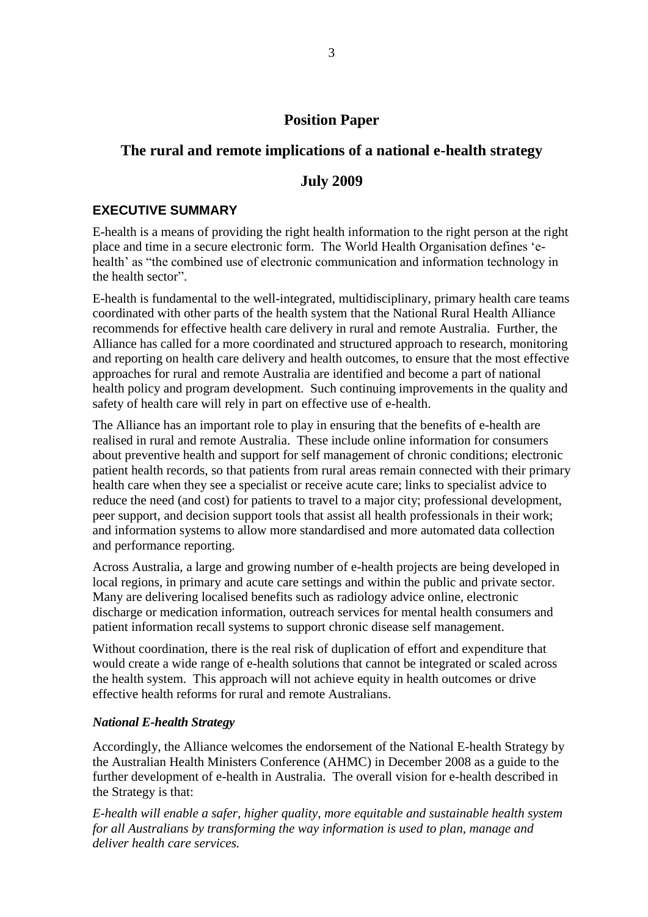# Position Paper

## The rural and remote implications of a national e-health strategy

## July 2009

### EXECUTIVE SUMMARY

E-health is a means of providing the right health information to the right person at the right place and time in a secure electronic form. The World Health Organisation defines 'e-health' as "the combined use of electronic communication and information technology in the health sector".

E-health is fundamental to the well-integrated, multidisciplinary, primary health care teams coordinated with other parts of the health system that the National Rural Health Alliance recommends for effective health care delivery in rural and remote Australia. Further, the Alliance has called for a more coordinated and structured approach to research, monitoring and reporting on health care delivery and health outcomes, to ensure that the most effective approaches for rural and remote Australia are identified and become a part of national health policy and program development. Such continuing improvements in the quality and safety of health care will rely in part on effective use of e-health.

The Alliance has an important role to play in ensuring that the benefits of e-health are realised in rural and remote Australia. These include online information for consumers about preventive health and support for self management of chronic conditions; electronic patient health records, so that patients from rural areas remain connected with their primary health care when they see a specialist or receive acute care; links to specialist advice to reduce the need (and cost) for patients to travel to a major city; professional development, peer support, and decision support tools that assist all health professionals in their work; and information systems to allow more standardised and more automated data collection and performance reporting.

Across Australia, a large and growing number of e-health projects are being developed in local regions, in primary and acute care settings and within the public and private sector. Many are delivering localised benefits such as radiology advice online, electronic discharge or medication information, outreach services for mental health consumers and patient information recall systems to support chronic disease self management.

Without coordination, there is the real risk of duplication of effort and expenditure that would create a wide range of e-health solutions that cannot be integrated or scaled across the health system. This approach will not achieve equity in health outcomes or drive effective health reforms for rural and remote Australians.

#### *National E-health Strategy*

Accordingly, the Alliance welcomes the endorsement of the National E-health Strategy by the Australian Health Ministers Conference (AHMC) in December 2008 as a guide to the further development of e-health in Australia. The overall vision for e-health described in the Strategy is that:

*E-health will enable a safer, higher quality, more equitable and sustainable health system for all Australians by transforming the way information is used to plan, manage and deliver health care services.*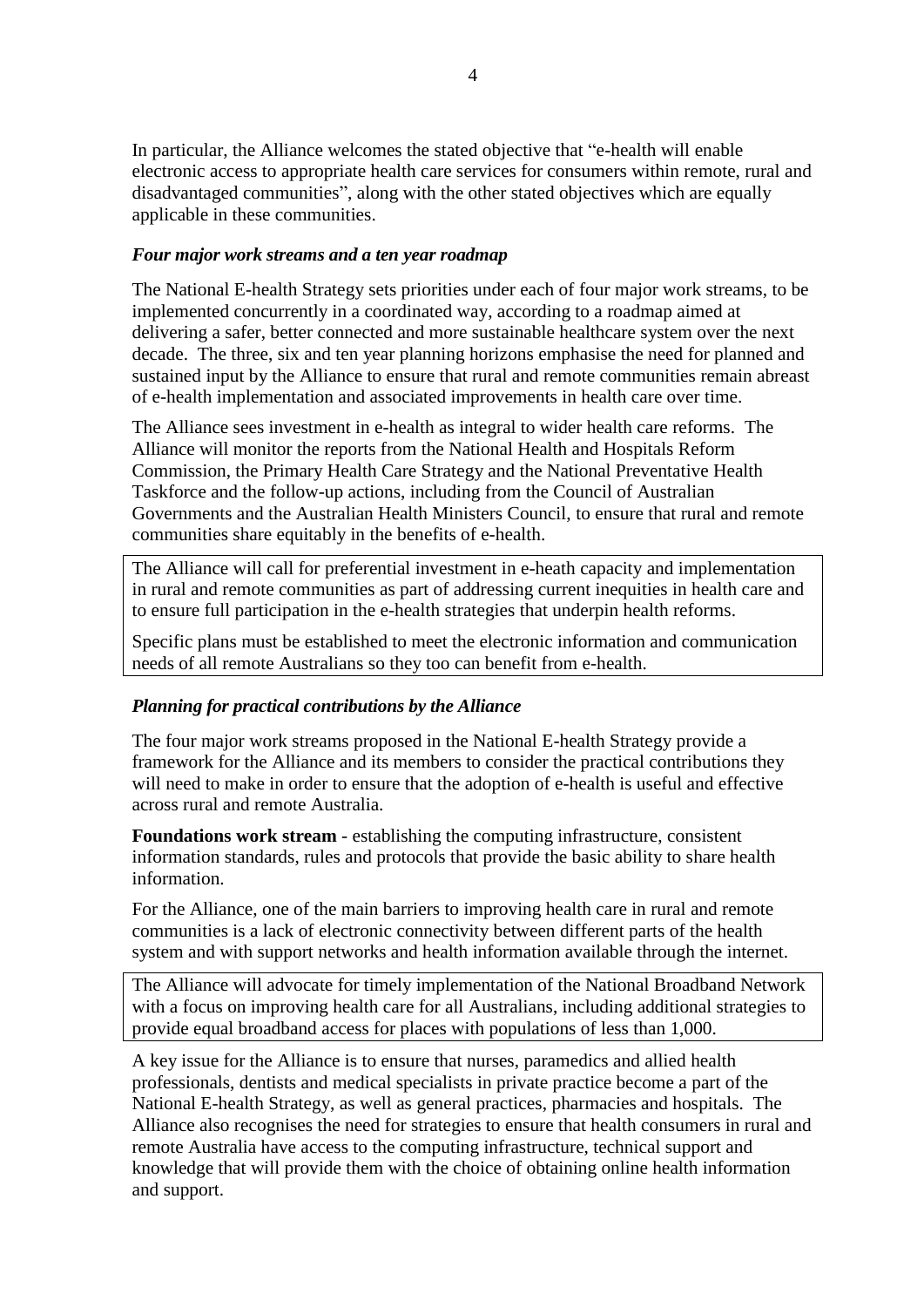In particular, the Alliance welcomes the stated objective that "e-health will enable electronic access to appropriate health care services for consumers within remote, rural and disadvantaged communities", along with the other stated objectives which are equally applicable in these communities.

### *Four major work streams and a ten year roadmap*

The National E-health Strategy sets priorities under each of four major work streams, to be implemented concurrently in a coordinated way, according to a roadmap aimed at delivering a safer, better connected and more sustainable healthcare system over the next decade. The three, six and ten year planning horizons emphasise the need for planned and sustained input by the Alliance to ensure that rural and remote communities remain abreast of e-health implementation and associated improvements in health care over time.

The Alliance sees investment in e-health as integral to wider health care reforms. The Alliance will monitor the reports from the National Health and Hospitals Reform Commission, the Primary Health Care Strategy and the National Preventative Health Taskforce and the follow-up actions, including from the Council of Australian Governments and the Australian Health Ministers Council, to ensure that rural and remote communities share equitably in the benefits of e-health.

> The Alliance will call for preferential investment in e-heath capacity and implementation in rural and remote communities as part of addressing current inequities in health care and to ensure full participation in the e-health strategies that underpin health reforms.
>
> Specific plans must be established to meet the electronic information and communication needs of all remote Australians so they too can benefit from e-health.

### *Planning for practical contributions by the Alliance*

The four major work streams proposed in the National E-health Strategy provide a framework for the Alliance and its members to consider the practical contributions they will need to make in order to ensure that the adoption of e-health is useful and effective across rural and remote Australia.

**Foundations work stream** - establishing the computing infrastructure, consistent information standards, rules and protocols that provide the basic ability to share health information.

For the Alliance, one of the main barriers to improving health care in rural and remote communities is a lack of electronic connectivity between different parts of the health system and with support networks and health information available through the internet.

> The Alliance will advocate for timely implementation of the National Broadband Network with a focus on improving health care for all Australians, including additional strategies to provide equal broadband access for places with populations of less than 1,000.

A key issue for the Alliance is to ensure that nurses, paramedics and allied health professionals, dentists and medical specialists in private practice become a part of the National E-health Strategy, as well as general practices, pharmacies and hospitals. The Alliance also recognises the need for strategies to ensure that health consumers in rural and remote Australia have access to the computing infrastructure, technical support and knowledge that will provide them with the choice of obtaining online health information and support.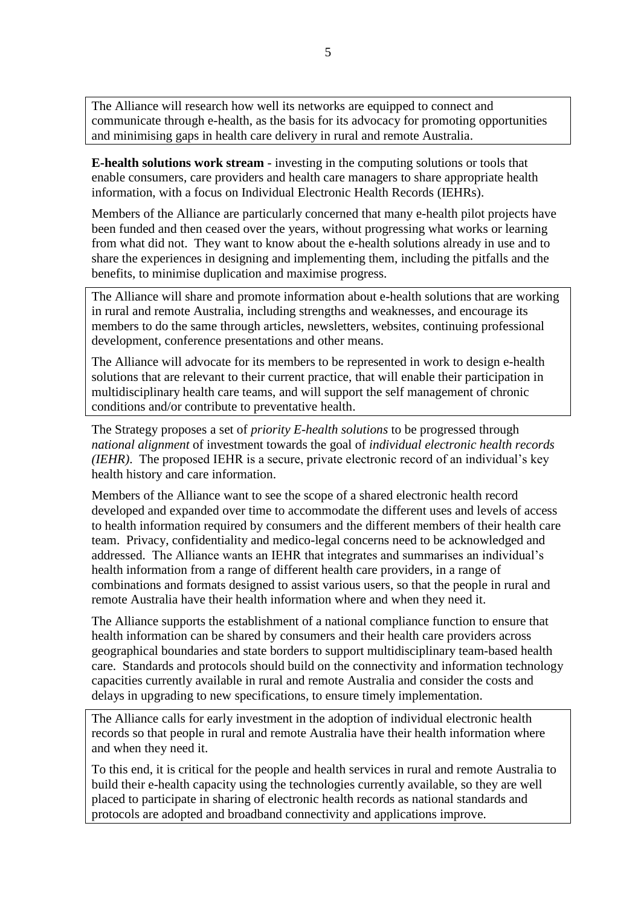The Alliance will research how well its networks are equipped to connect and communicate through e-health, as the basis for its advocacy for promoting opportunities and minimising gaps in health care delivery in rural and remote Australia.

**E-health solutions work stream** - investing in the computing solutions or tools that enable consumers, care providers and health care managers to share appropriate health information, with a focus on Individual Electronic Health Records (IEHRs).

Members of the Alliance are particularly concerned that many e-health pilot projects have been funded and then ceased over the years, without progressing what works or learning from what did not. They want to know about the e-health solutions already in use and to share the experiences in designing and implementing them, including the pitfalls and the benefits, to minimise duplication and maximise progress.

The Alliance will share and promote information about e-health solutions that are working in rural and remote Australia, including strengths and weaknesses, and encourage its members to do the same through articles, newsletters, websites, continuing professional development, conference presentations and other means.

The Alliance will advocate for its members to be represented in work to design e-health solutions that are relevant to their current practice, that will enable their participation in multidisciplinary health care teams, and will support the self management of chronic conditions and/or contribute to preventative health.

The Strategy proposes a set of *priority E-health solutions* to be progressed through *national alignment* of investment towards the goal of *individual electronic health records (IEHR)*. The proposed IEHR is a secure, private electronic record of an individual's key health history and care information.

Members of the Alliance want to see the scope of a shared electronic health record developed and expanded over time to accommodate the different uses and levels of access to health information required by consumers and the different members of their health care team. Privacy, confidentiality and medico-legal concerns need to be acknowledged and addressed. The Alliance wants an IEHR that integrates and summarises an individual's health information from a range of different health care providers, in a range of combinations and formats designed to assist various users, so that the people in rural and remote Australia have their health information where and when they need it.

The Alliance supports the establishment of a national compliance function to ensure that health information can be shared by consumers and their health care providers across geographical boundaries and state borders to support multidisciplinary team-based health care. Standards and protocols should build on the connectivity and information technology capacities currently available in rural and remote Australia and consider the costs and delays in upgrading to new specifications, to ensure timely implementation.

The Alliance calls for early investment in the adoption of individual electronic health records so that people in rural and remote Australia have their health information where and when they need it.

To this end, it is critical for the people and health services in rural and remote Australia to build their e-health capacity using the technologies currently available, so they are well placed to participate in sharing of electronic health records as national standards and protocols are adopted and broadband connectivity and applications improve.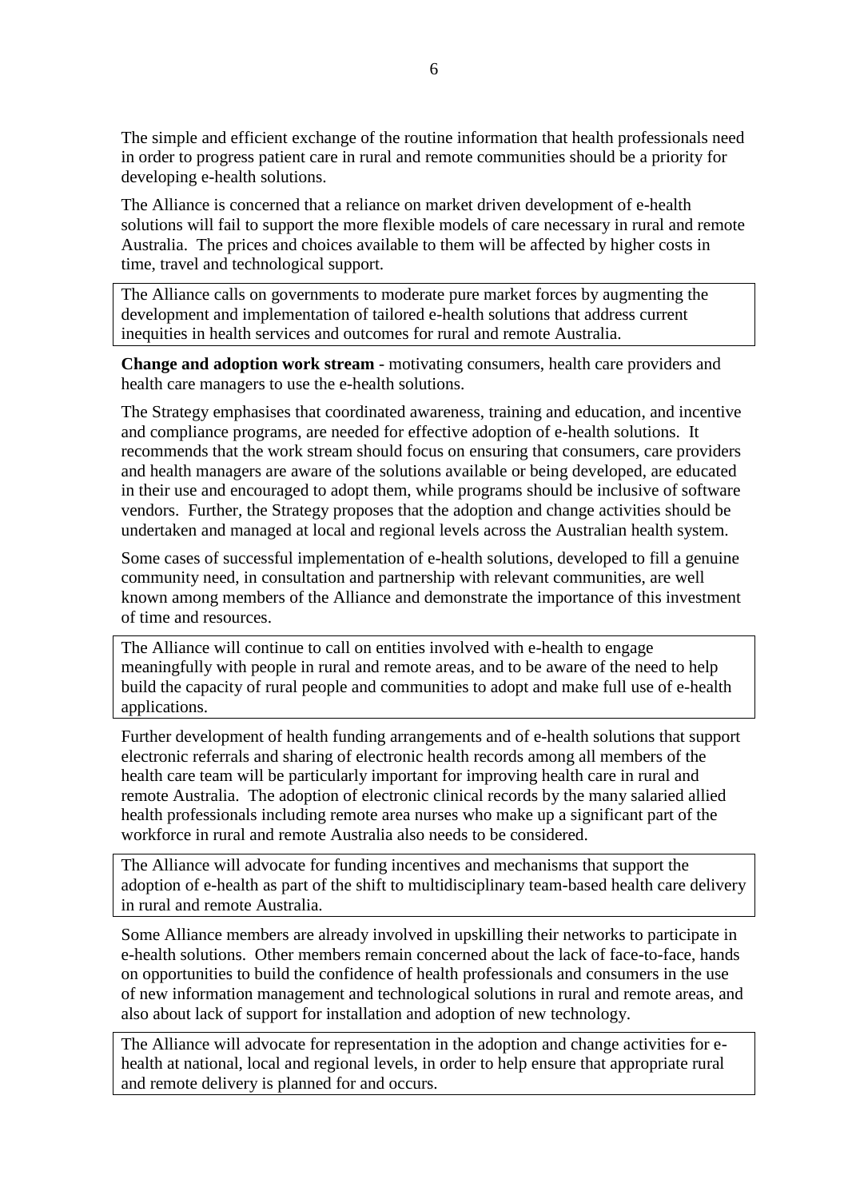The simple and efficient exchange of the routine information that health professionals need in order to progress patient care in rural and remote communities should be a priority for developing e-health solutions.

The Alliance is concerned that a reliance on market driven development of e-health solutions will fail to support the more flexible models of care necessary in rural and remote Australia. The prices and choices available to them will be affected by higher costs in time, travel and technological support.

> The Alliance calls on governments to moderate pure market forces by augmenting the development and implementation of tailored e-health solutions that address current inequities in health services and outcomes for rural and remote Australia.

**Change and adoption work stream** - motivating consumers, health care providers and health care managers to use the e-health solutions.

The Strategy emphasises that coordinated awareness, training and education, and incentive and compliance programs, are needed for effective adoption of e-health solutions. It recommends that the work stream should focus on ensuring that consumers, care providers and health managers are aware of the solutions available or being developed, are educated in their use and encouraged to adopt them, while programs should be inclusive of software vendors. Further, the Strategy proposes that the adoption and change activities should be undertaken and managed at local and regional levels across the Australian health system.

Some cases of successful implementation of e-health solutions, developed to fill a genuine community need, in consultation and partnership with relevant communities, are well known among members of the Alliance and demonstrate the importance of this investment of time and resources.

> The Alliance will continue to call on entities involved with e-health to engage meaningfully with people in rural and remote areas, and to be aware of the need to help build the capacity of rural people and communities to adopt and make full use of e-health applications.

Further development of health funding arrangements and of e-health solutions that support electronic referrals and sharing of electronic health records among all members of the health care team will be particularly important for improving health care in rural and remote Australia. The adoption of electronic clinical records by the many salaried allied health professionals including remote area nurses who make up a significant part of the workforce in rural and remote Australia also needs to be considered.

> The Alliance will advocate for funding incentives and mechanisms that support the adoption of e-health as part of the shift to multidisciplinary team-based health care delivery in rural and remote Australia.

Some Alliance members are already involved in upskilling their networks to participate in e-health solutions. Other members remain concerned about the lack of face-to-face, hands on opportunities to build the confidence of health professionals and consumers in the use of new information management and technological solutions in rural and remote areas, and also about lack of support for installation and adoption of new technology.

> The Alliance will advocate for representation in the adoption and change activities for e-health at national, local and regional levels, in order to help ensure that appropriate rural and remote delivery is planned for and occurs.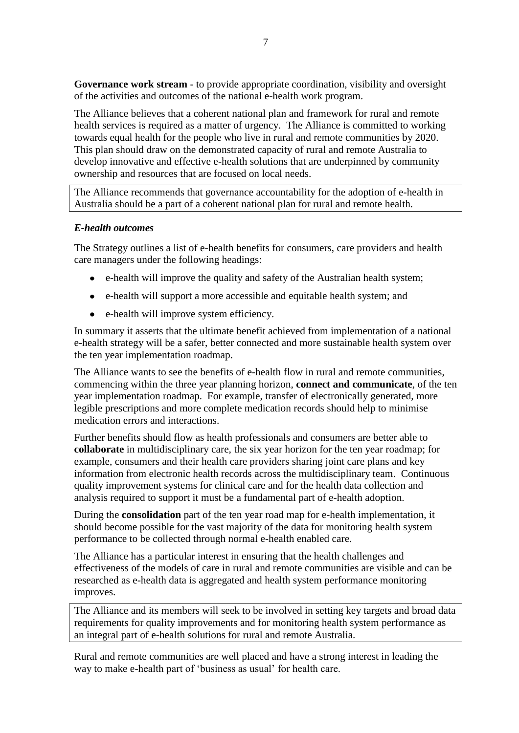**Governance work stream** - to provide appropriate coordination, visibility and oversight of the activities and outcomes of the national e-health work program.

The Alliance believes that a coherent national plan and framework for rural and remote health services is required as a matter of urgency. The Alliance is committed to working towards equal health for the people who live in rural and remote communities by 2020. This plan should draw on the demonstrated capacity of rural and remote Australia to develop innovative and effective e-health solutions that are underpinned by community ownership and resources that are focused on local needs.

> The Alliance recommends that governance accountability for the adoption of e-health in Australia should be a part of a coherent national plan for rural and remote health.

### *E-health outcomes*

The Strategy outlines a list of e-health benefits for consumers, care providers and health care managers under the following headings:

- e-health will improve the quality and safety of the Australian health system;
- e-health will support a more accessible and equitable health system; and
- e-health will improve system efficiency.

In summary it asserts that the ultimate benefit achieved from implementation of a national e-health strategy will be a safer, better connected and more sustainable health system over the ten year implementation roadmap.

The Alliance wants to see the benefits of e-health flow in rural and remote communities, commencing within the three year planning horizon, **connect and communicate**, of the ten year implementation roadmap. For example, transfer of electronically generated, more legible prescriptions and more complete medication records should help to minimise medication errors and interactions.

Further benefits should flow as health professionals and consumers are better able to **collaborate** in multidisciplinary care, the six year horizon for the ten year roadmap; for example, consumers and their health care providers sharing joint care plans and key information from electronic health records across the multidisciplinary team. Continuous quality improvement systems for clinical care and for the health data collection and analysis required to support it must be a fundamental part of e-health adoption.

During the **consolidation** part of the ten year road map for e-health implementation, it should become possible for the vast majority of the data for monitoring health system performance to be collected through normal e-health enabled care.

The Alliance has a particular interest in ensuring that the health challenges and effectiveness of the models of care in rural and remote communities are visible and can be researched as e-health data is aggregated and health system performance monitoring improves.

> The Alliance and its members will seek to be involved in setting key targets and broad data requirements for quality improvements and for monitoring health system performance as an integral part of e-health solutions for rural and remote Australia.

Rural and remote communities are well placed and have a strong interest in leading the way to make e-health part of 'business as usual' for health care.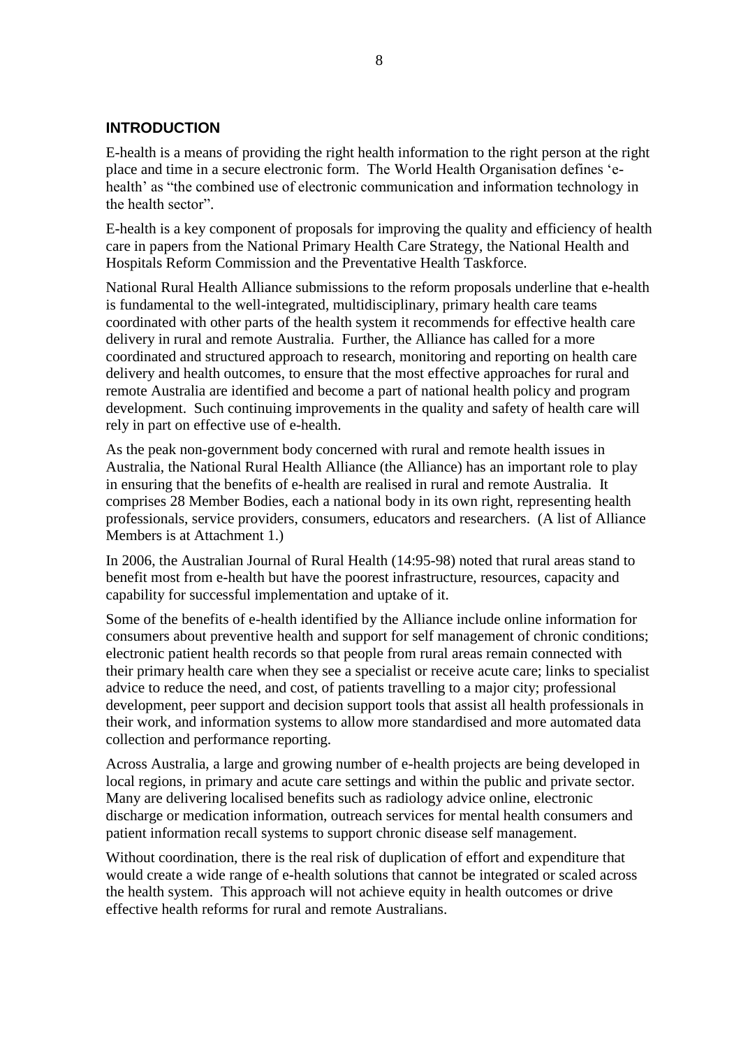## INTRODUCTION

E-health is a means of providing the right health information to the right person at the right place and time in a secure electronic form. The World Health Organisation defines 'e-health' as "the combined use of electronic communication and information technology in the health sector".

E-health is a key component of proposals for improving the quality and efficiency of health care in papers from the National Primary Health Care Strategy, the National Health and Hospitals Reform Commission and the Preventative Health Taskforce.

National Rural Health Alliance submissions to the reform proposals underline that e-health is fundamental to the well-integrated, multidisciplinary, primary health care teams coordinated with other parts of the health system it recommends for effective health care delivery in rural and remote Australia. Further, the Alliance has called for a more coordinated and structured approach to research, monitoring and reporting on health care delivery and health outcomes, to ensure that the most effective approaches for rural and remote Australia are identified and become a part of national health policy and program development. Such continuing improvements in the quality and safety of health care will rely in part on effective use of e-health.

As the peak non-government body concerned with rural and remote health issues in Australia, the National Rural Health Alliance (the Alliance) has an important role to play in ensuring that the benefits of e-health are realised in rural and remote Australia. It comprises 28 Member Bodies, each a national body in its own right, representing health professionals, service providers, consumers, educators and researchers. (A list of Alliance Members is at Attachment 1.)

In 2006, the Australian Journal of Rural Health (14:95-98) noted that rural areas stand to benefit most from e-health but have the poorest infrastructure, resources, capacity and capability for successful implementation and uptake of it.

Some of the benefits of e-health identified by the Alliance include online information for consumers about preventive health and support for self management of chronic conditions; electronic patient health records so that people from rural areas remain connected with their primary health care when they see a specialist or receive acute care; links to specialist advice to reduce the need, and cost, of patients travelling to a major city; professional development, peer support and decision support tools that assist all health professionals in their work, and information systems to allow more standardised and more automated data collection and performance reporting.

Across Australia, a large and growing number of e-health projects are being developed in local regions, in primary and acute care settings and within the public and private sector. Many are delivering localised benefits such as radiology advice online, electronic discharge or medication information, outreach services for mental health consumers and patient information recall systems to support chronic disease self management.

Without coordination, there is the real risk of duplication of effort and expenditure that would create a wide range of e-health solutions that cannot be integrated or scaled across the health system. This approach will not achieve equity in health outcomes or drive effective health reforms for rural and remote Australians.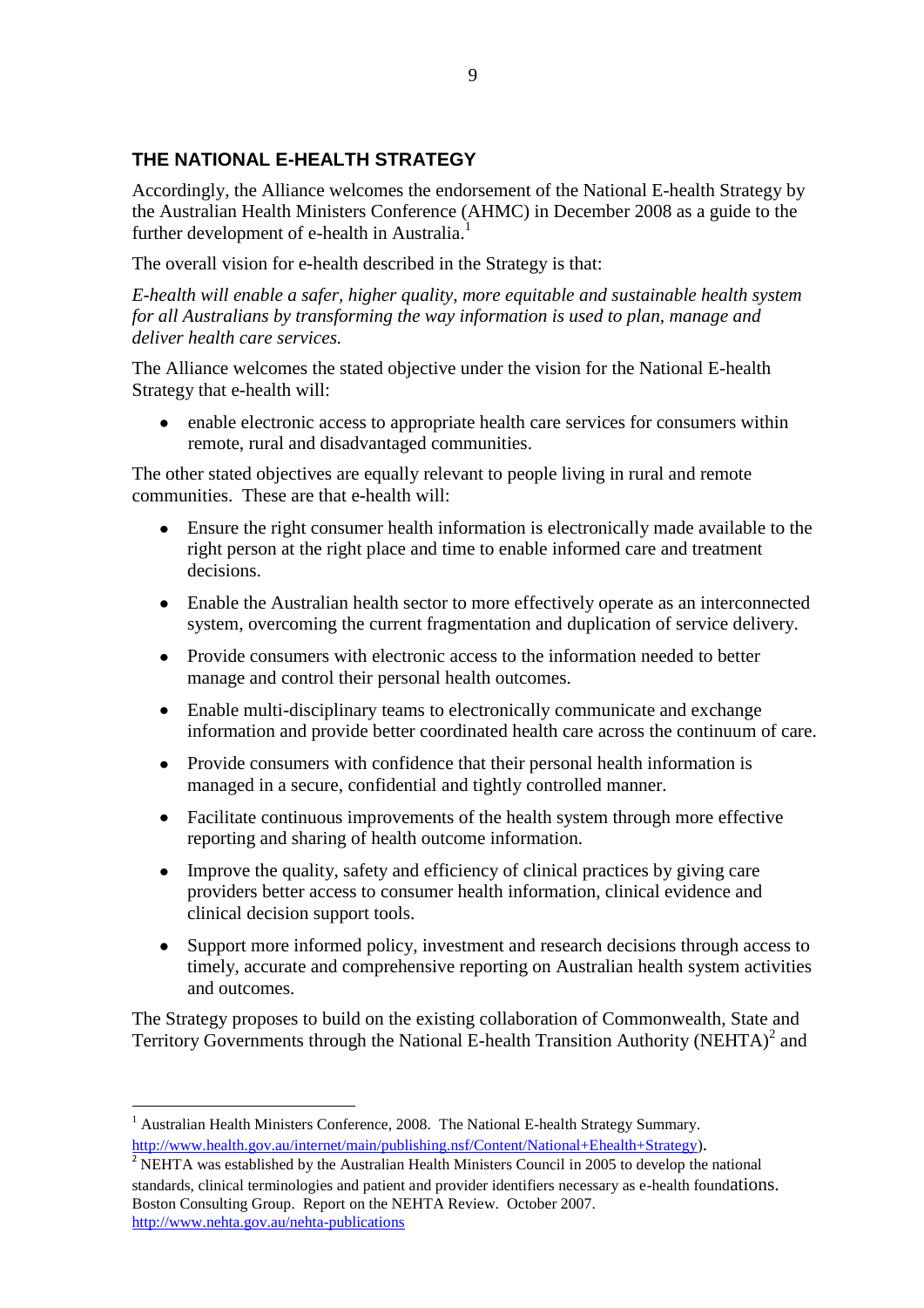## THE NATIONAL E-HEALTH STRATEGY

Accordingly, the Alliance welcomes the endorsement of the National E-health Strategy by the Australian Health Ministers Conference (AHMC) in December 2008 as a guide to the further development of e-health in Australia.[1]

The overall vision for e-health described in the Strategy is that:

*E-health will enable a safer, higher quality, more equitable and sustainable health system for all Australians by transforming the way information is used to plan, manage and deliver health care services.*

The Alliance welcomes the stated objective under the vision for the National E-health Strategy that e-health will:

- enable electronic access to appropriate health care services for consumers within remote, rural and disadvantaged communities.

The other stated objectives are equally relevant to people living in rural and remote communities. These are that e-health will:

- Ensure the right consumer health information is electronically made available to the right person at the right place and time to enable informed care and treatment decisions.
- Enable the Australian health sector to more effectively operate as an interconnected system, overcoming the current fragmentation and duplication of service delivery.
- Provide consumers with electronic access to the information needed to better manage and control their personal health outcomes.
- Enable multi-disciplinary teams to electronically communicate and exchange information and provide better coordinated health care across the continuum of care.
- Provide consumers with confidence that their personal health information is managed in a secure, confidential and tightly controlled manner.
- Facilitate continuous improvements of the health system through more effective reporting and sharing of health outcome information.
- Improve the quality, safety and efficiency of clinical practices by giving care providers better access to consumer health information, clinical evidence and clinical decision support tools.
- Support more informed policy, investment and research decisions through access to timely, accurate and comprehensive reporting on Australian health system activities and outcomes.

The Strategy proposes to build on the existing collaboration of Commonwealth, State and Territory Governments through the National E-health Transition Authority (NEHTA)[2] and

---

[1] Australian Health Ministers Conference, 2008. The National E-health Strategy Summary. http://www.health.gov.au/internet/main/publishing.nsf/Content/National+Ehealth+Strategy).

[2] NEHTA was established by the Australian Health Ministers Council in 2005 to develop the national standards, clinical terminologies and patient and provider identifiers necessary as e-health foundations. Boston Consulting Group. Report on the NEHTA Review. October 2007. http://www.nehta.gov.au/nehta-publications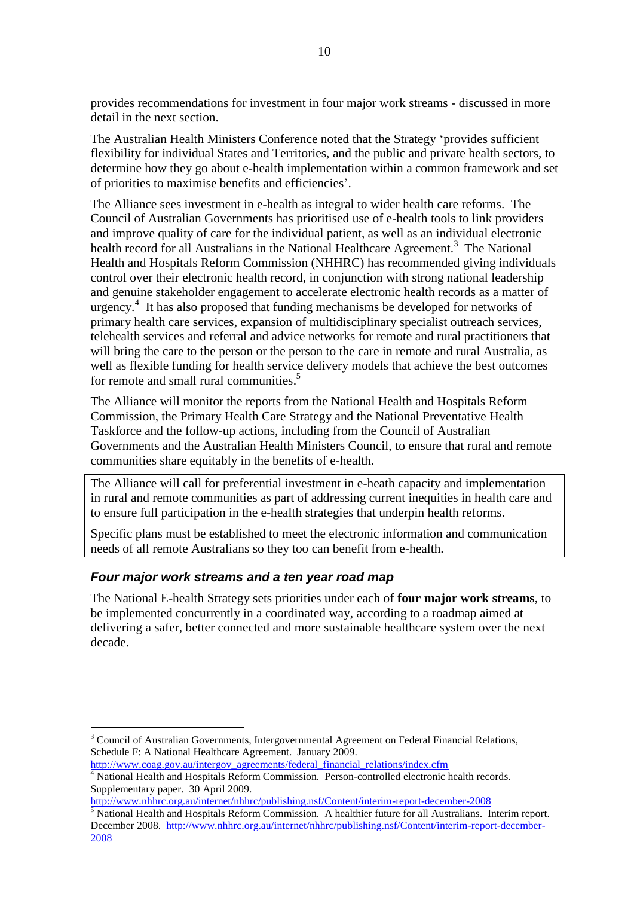provides recommendations for investment in four major work streams - discussed in more detail in the next section.

The Australian Health Ministers Conference noted that the Strategy 'provides sufficient flexibility for individual States and Territories, and the public and private health sectors, to determine how they go about e-health implementation within a common framework and set of priorities to maximise benefits and efficiencies'.

The Alliance sees investment in e-health as integral to wider health care reforms. The Council of Australian Governments has prioritised use of e-health tools to link providers and improve quality of care for the individual patient, as well as an individual electronic health record for all Australians in the National Healthcare Agreement.[3] The National Health and Hospitals Reform Commission (NHHRC) has recommended giving individuals control over their electronic health record, in conjunction with strong national leadership and genuine stakeholder engagement to accelerate electronic health records as a matter of urgency.[4] It has also proposed that funding mechanisms be developed for networks of primary health care services, expansion of multidisciplinary specialist outreach services, telehealth services and referral and advice networks for remote and rural practitioners that will bring the care to the person or the person to the care in remote and rural Australia, as well as flexible funding for health service delivery models that achieve the best outcomes for remote and small rural communities.[5]

The Alliance will monitor the reports from the National Health and Hospitals Reform Commission, the Primary Health Care Strategy and the National Preventative Health Taskforce and the follow-up actions, including from the Council of Australian Governments and the Australian Health Ministers Council, to ensure that rural and remote communities share equitably in the benefits of e-health.

> The Alliance will call for preferential investment in e-heath capacity and implementation in rural and remote communities as part of addressing current inequities in health care and to ensure full participation in the e-health strategies that underpin health reforms.
>
> Specific plans must be established to meet the electronic information and communication needs of all remote Australians so they too can benefit from e-health.

### *Four major work streams and a ten year road map*

The National E-health Strategy sets priorities under each of **four major work streams**, to be implemented concurrently in a coordinated way, according to a roadmap aimed at delivering a safer, better connected and more sustainable healthcare system over the next decade.

---

[3] Council of Australian Governments, Intergovernmental Agreement on Federal Financial Relations, Schedule F: A National Healthcare Agreement. January 2009. http://www.coag.gov.au/intergov_agreements/federal_financial_relations/index.cfm

[4] National Health and Hospitals Reform Commission. Person-controlled electronic health records. Supplementary paper. 30 April 2009. http://www.nhhrc.org.au/internet/nhhrc/publishing.nsf/Content/interim-report-december-2008

[5] National Health and Hospitals Reform Commission. A healthier future for all Australians. Interim report. December 2008. http://www.nhhrc.org.au/internet/nhhrc/publishing.nsf/Content/interim-report-december-2008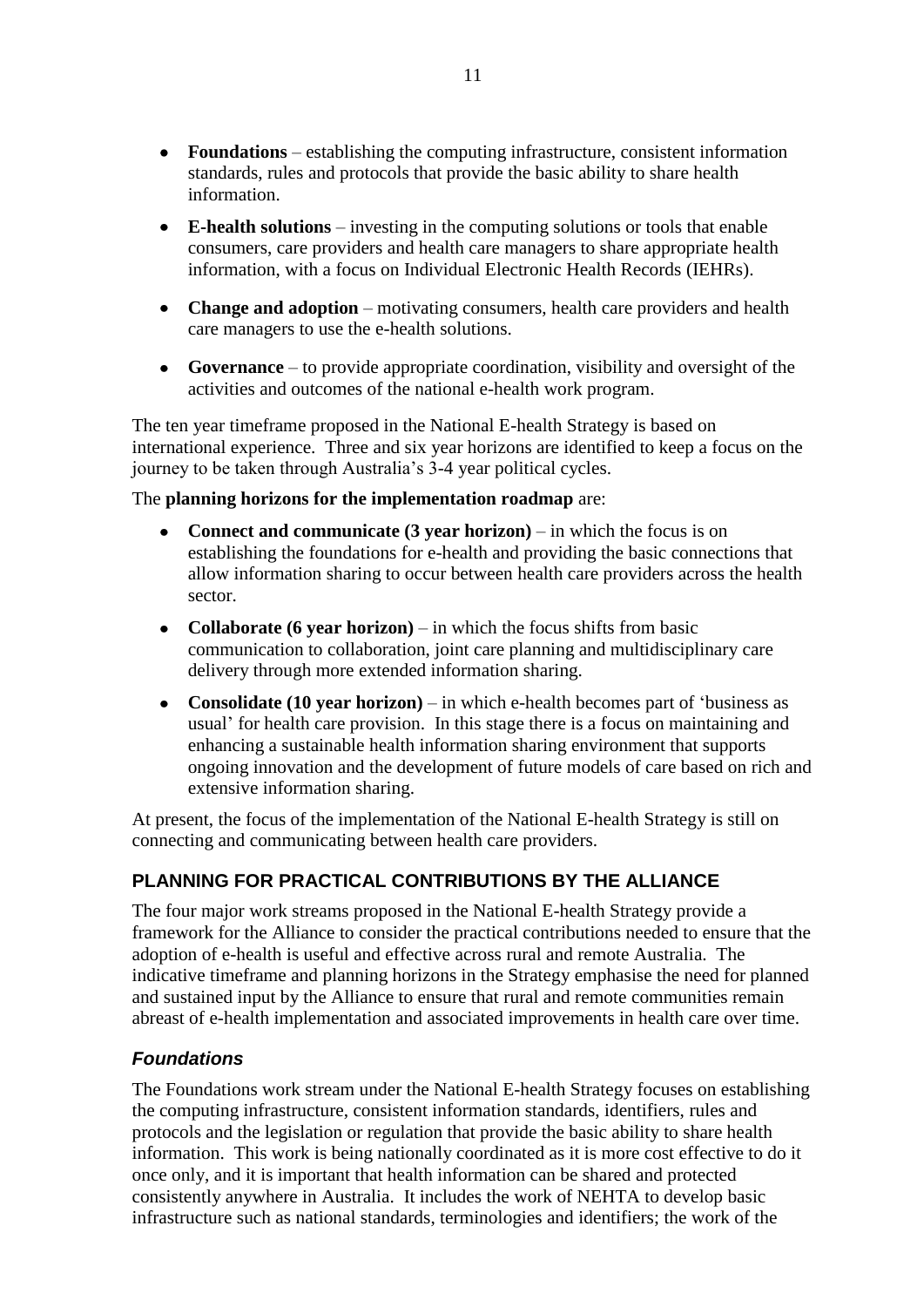- **Foundations** – establishing the computing infrastructure, consistent information standards, rules and protocols that provide the basic ability to share health information.
- **E-health solutions** – investing in the computing solutions or tools that enable consumers, care providers and health care managers to share appropriate health information, with a focus on Individual Electronic Health Records (IEHRs).
- **Change and adoption** – motivating consumers, health care providers and health care managers to use the e-health solutions.
- **Governance** – to provide appropriate coordination, visibility and oversight of the activities and outcomes of the national e-health work program.

The ten year timeframe proposed in the National E-health Strategy is based on international experience. Three and six year horizons are identified to keep a focus on the journey to be taken through Australia's 3-4 year political cycles.

The **planning horizons for the implementation roadmap** are:

- **Connect and communicate (3 year horizon)** – in which the focus is on establishing the foundations for e-health and providing the basic connections that allow information sharing to occur between health care providers across the health sector.
- **Collaborate (6 year horizon)** – in which the focus shifts from basic communication to collaboration, joint care planning and multidisciplinary care delivery through more extended information sharing.
- **Consolidate (10 year horizon)** – in which e-health becomes part of 'business as usual' for health care provision. In this stage there is a focus on maintaining and enhancing a sustainable health information sharing environment that supports ongoing innovation and the development of future models of care based on rich and extensive information sharing.

At present, the focus of the implementation of the National E-health Strategy is still on connecting and communicating between health care providers.

## PLANNING FOR PRACTICAL CONTRIBUTIONS BY THE ALLIANCE

The four major work streams proposed in the National E-health Strategy provide a framework for the Alliance to consider the practical contributions needed to ensure that the adoption of e-health is useful and effective across rural and remote Australia. The indicative timeframe and planning horizons in the Strategy emphasise the need for planned and sustained input by the Alliance to ensure that rural and remote communities remain abreast of e-health implementation and associated improvements in health care over time.

### *Foundations*

The Foundations work stream under the National E-health Strategy focuses on establishing the computing infrastructure, consistent information standards, identifiers, rules and protocols and the legislation or regulation that provide the basic ability to share health information. This work is being nationally coordinated as it is more cost effective to do it once only, and it is important that health information can be shared and protected consistently anywhere in Australia. It includes the work of NEHTA to develop basic infrastructure such as national standards, terminologies and identifiers; the work of the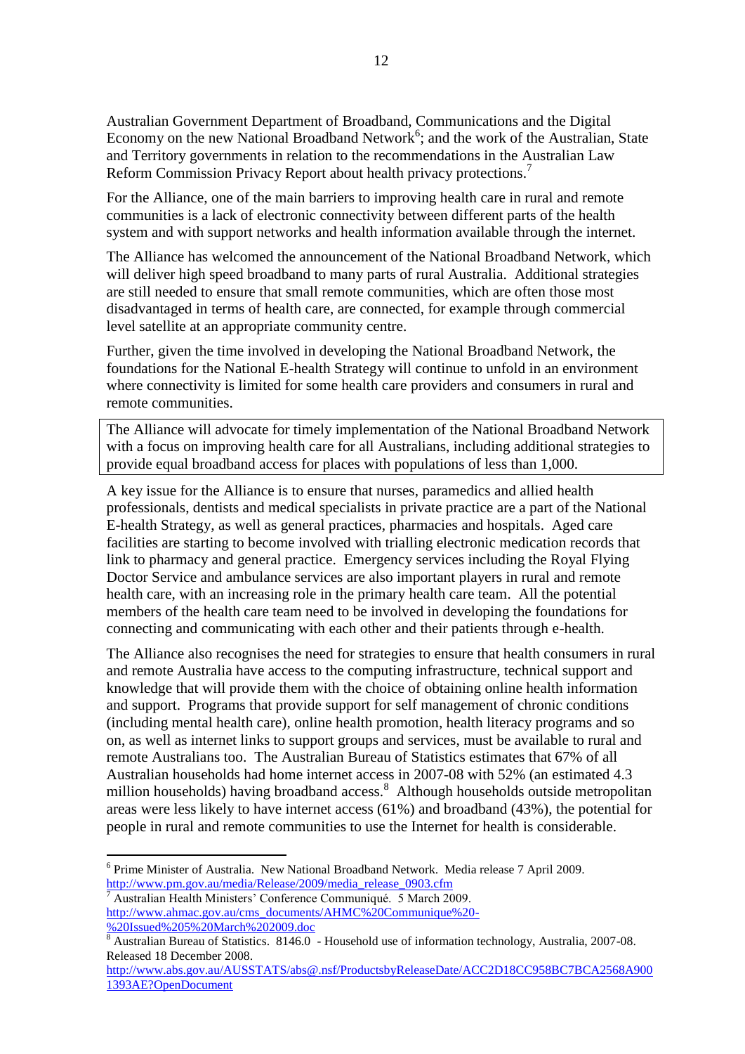Australian Government Department of Broadband, Communications and the Digital Economy on the new National Broadband Network[6]; and the work of the Australian, State and Territory governments in relation to the recommendations in the Australian Law Reform Commission Privacy Report about health privacy protections.[7]

For the Alliance, one of the main barriers to improving health care in rural and remote communities is a lack of electronic connectivity between different parts of the health system and with support networks and health information available through the internet.

The Alliance has welcomed the announcement of the National Broadband Network, which will deliver high speed broadband to many parts of rural Australia. Additional strategies are still needed to ensure that small remote communities, which are often those most disadvantaged in terms of health care, are connected, for example through commercial level satellite at an appropriate community centre.

Further, given the time involved in developing the National Broadband Network, the foundations for the National E-health Strategy will continue to unfold in an environment where connectivity is limited for some health care providers and consumers in rural and remote communities.

> The Alliance will advocate for timely implementation of the National Broadband Network with a focus on improving health care for all Australians, including additional strategies to provide equal broadband access for places with populations of less than 1,000.

A key issue for the Alliance is to ensure that nurses, paramedics and allied health professionals, dentists and medical specialists in private practice are a part of the National E-health Strategy, as well as general practices, pharmacies and hospitals. Aged care facilities are starting to become involved with trialling electronic medication records that link to pharmacy and general practice. Emergency services including the Royal Flying Doctor Service and ambulance services are also important players in rural and remote health care, with an increasing role in the primary health care team. All the potential members of the health care team need to be involved in developing the foundations for connecting and communicating with each other and their patients through e-health.

The Alliance also recognises the need for strategies to ensure that health consumers in rural and remote Australia have access to the computing infrastructure, technical support and knowledge that will provide them with the choice of obtaining online health information and support. Programs that provide support for self management of chronic conditions (including mental health care), online health promotion, health literacy programs and so on, as well as internet links to support groups and services, must be available to rural and remote Australians too. The Australian Bureau of Statistics estimates that 67% of all Australian households had home internet access in 2007-08 with 52% (an estimated 4.3 million households) having broadband access.[8] Although households outside metropolitan areas were less likely to have internet access (61%) and broadband (43%), the potential for people in rural and remote communities to use the Internet for health is considerable.

---

[6] Prime Minister of Australia. New National Broadband Network. Media release 7 April 2009. http://www.pm.gov.au/media/Release/2009/media_release_0903.cfm

[7] Australian Health Ministers' Conference Communiqué. 5 March 2009. http://www.ahmac.gov.au/cms_documents/AHMC%20Communique%20-%20Issued%205%20March%202009.doc

[8] Australian Bureau of Statistics. 8146.0 - Household use of information technology, Australia, 2007-08. Released 18 December 2008. http://www.abs.gov.au/AUSSTATS/abs@.nsf/ProductsbyReleaseDate/ACC2D18CC958BC7BCA2568A9001393AE?OpenDocument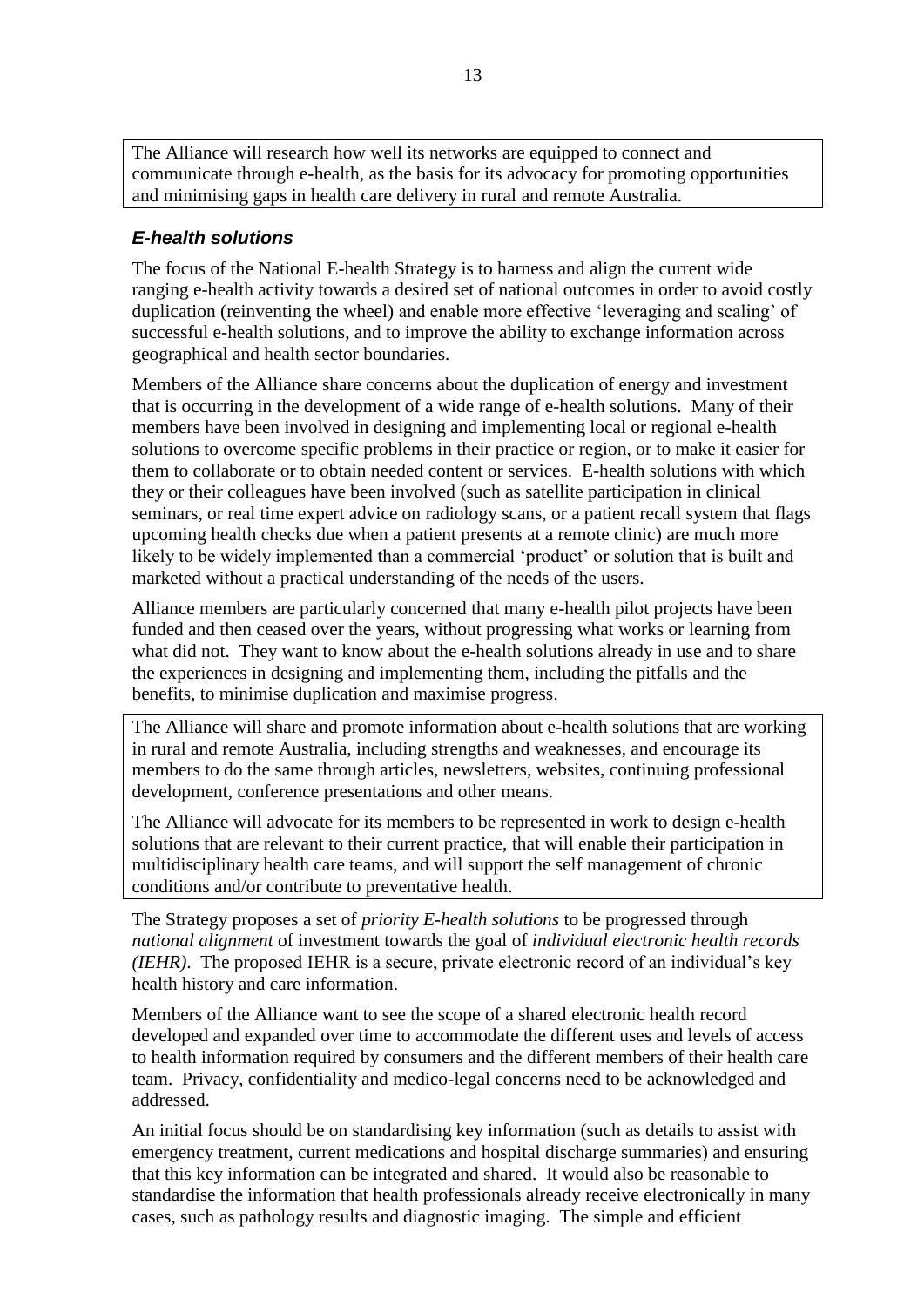The Alliance will research how well its networks are equipped to connect and communicate through e-health, as the basis for its advocacy for promoting opportunities and minimising gaps in health care delivery in rural and remote Australia.

### *E-health solutions*

The focus of the National E-health Strategy is to harness and align the current wide ranging e-health activity towards a desired set of national outcomes in order to avoid costly duplication (reinventing the wheel) and enable more effective 'leveraging and scaling' of successful e-health solutions, and to improve the ability to exchange information across geographical and health sector boundaries.

Members of the Alliance share concerns about the duplication of energy and investment that is occurring in the development of a wide range of e-health solutions. Many of their members have been involved in designing and implementing local or regional e-health solutions to overcome specific problems in their practice or region, or to make it easier for them to collaborate or to obtain needed content or services. E-health solutions with which they or their colleagues have been involved (such as satellite participation in clinical seminars, or real time expert advice on radiology scans, or a patient recall system that flags upcoming health checks due when a patient presents at a remote clinic) are much more likely to be widely implemented than a commercial 'product' or solution that is built and marketed without a practical understanding of the needs of the users.

Alliance members are particularly concerned that many e-health pilot projects have been funded and then ceased over the years, without progressing what works or learning from what did not. They want to know about the e-health solutions already in use and to share the experiences in designing and implementing them, including the pitfalls and the benefits, to minimise duplication and maximise progress.

The Alliance will share and promote information about e-health solutions that are working in rural and remote Australia, including strengths and weaknesses, and encourage its members to do the same through articles, newsletters, websites, continuing professional development, conference presentations and other means.

The Alliance will advocate for its members to be represented in work to design e-health solutions that are relevant to their current practice, that will enable their participation in multidisciplinary health care teams, and will support the self management of chronic conditions and/or contribute to preventative health.

The Strategy proposes a set of *priority E-health solutions* to be progressed through *national alignment* of investment towards the goal of *individual electronic health records (IEHR)*. The proposed IEHR is a secure, private electronic record of an individual's key health history and care information.

Members of the Alliance want to see the scope of a shared electronic health record developed and expanded over time to accommodate the different uses and levels of access to health information required by consumers and the different members of their health care team. Privacy, confidentiality and medico-legal concerns need to be acknowledged and addressed.

An initial focus should be on standardising key information (such as details to assist with emergency treatment, current medications and hospital discharge summaries) and ensuring that this key information can be integrated and shared. It would also be reasonable to standardise the information that health professionals already receive electronically in many cases, such as pathology results and diagnostic imaging. The simple and efficient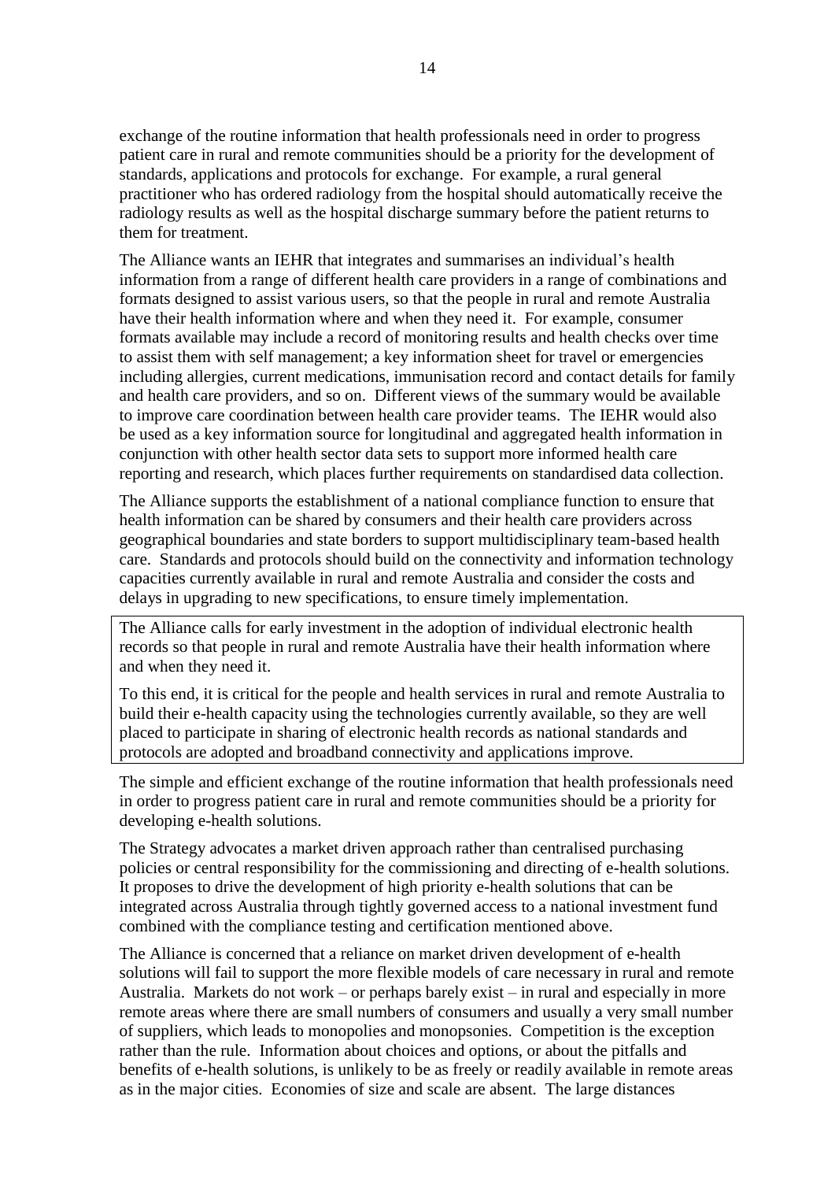exchange of the routine information that health professionals need in order to progress patient care in rural and remote communities should be a priority for the development of standards, applications and protocols for exchange. For example, a rural general practitioner who has ordered radiology from the hospital should automatically receive the radiology results as well as the hospital discharge summary before the patient returns to them for treatment.

The Alliance wants an IEHR that integrates and summarises an individual's health information from a range of different health care providers in a range of combinations and formats designed to assist various users, so that the people in rural and remote Australia have their health information where and when they need it. For example, consumer formats available may include a record of monitoring results and health checks over time to assist them with self management; a key information sheet for travel or emergencies including allergies, current medications, immunisation record and contact details for family and health care providers, and so on. Different views of the summary would be available to improve care coordination between health care provider teams. The IEHR would also be used as a key information source for longitudinal and aggregated health information in conjunction with other health sector data sets to support more informed health care reporting and research, which places further requirements on standardised data collection.

The Alliance supports the establishment of a national compliance function to ensure that health information can be shared by consumers and their health care providers across geographical boundaries and state borders to support multidisciplinary team-based health care. Standards and protocols should build on the connectivity and information technology capacities currently available in rural and remote Australia and consider the costs and delays in upgrading to new specifications, to ensure timely implementation.

> The Alliance calls for early investment in the adoption of individual electronic health records so that people in rural and remote Australia have their health information where and when they need it.
>
> To this end, it is critical for the people and health services in rural and remote Australia to build their e-health capacity using the technologies currently available, so they are well placed to participate in sharing of electronic health records as national standards and protocols are adopted and broadband connectivity and applications improve.

The simple and efficient exchange of the routine information that health professionals need in order to progress patient care in rural and remote communities should be a priority for developing e-health solutions.

The Strategy advocates a market driven approach rather than centralised purchasing policies or central responsibility for the commissioning and directing of e-health solutions. It proposes to drive the development of high priority e-health solutions that can be integrated across Australia through tightly governed access to a national investment fund combined with the compliance testing and certification mentioned above.

The Alliance is concerned that a reliance on market driven development of e-health solutions will fail to support the more flexible models of care necessary in rural and remote Australia. Markets do not work – or perhaps barely exist – in rural and especially in more remote areas where there are small numbers of consumers and usually a very small number of suppliers, which leads to monopolies and monopsonies. Competition is the exception rather than the rule. Information about choices and options, or about the pitfalls and benefits of e-health solutions, is unlikely to be as freely or readily available in remote areas as in the major cities. Economies of size and scale are absent. The large distances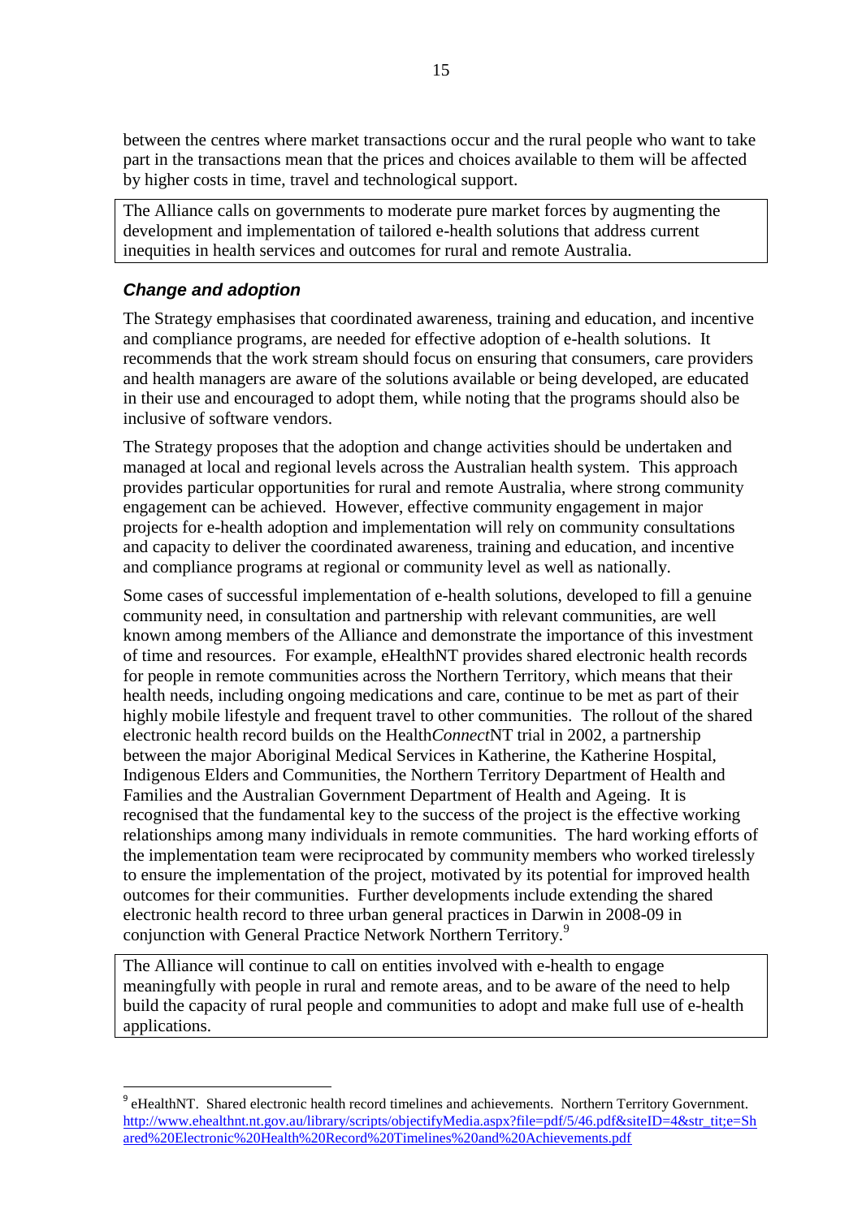between the centres where market transactions occur and the rural people who want to take part in the transactions mean that the prices and choices available to them will be affected by higher costs in time, travel and technological support.

The Alliance calls on governments to moderate pure market forces by augmenting the development and implementation of tailored e-health solutions that address current inequities in health services and outcomes for rural and remote Australia.

### *Change and adoption*

The Strategy emphasises that coordinated awareness, training and education, and incentive and compliance programs, are needed for effective adoption of e-health solutions. It recommends that the work stream should focus on ensuring that consumers, care providers and health managers are aware of the solutions available or being developed, are educated in their use and encouraged to adopt them, while noting that the programs should also be inclusive of software vendors.

The Strategy proposes that the adoption and change activities should be undertaken and managed at local and regional levels across the Australian health system. This approach provides particular opportunities for rural and remote Australia, where strong community engagement can be achieved. However, effective community engagement in major projects for e-health adoption and implementation will rely on community consultations and capacity to deliver the coordinated awareness, training and education, and incentive and compliance programs at regional or community level as well as nationally.

Some cases of successful implementation of e-health solutions, developed to fill a genuine community need, in consultation and partnership with relevant communities, are well known among members of the Alliance and demonstrate the importance of this investment of time and resources. For example, eHealthNT provides shared electronic health records for people in remote communities across the Northern Territory, which means that their health needs, including ongoing medications and care, continue to be met as part of their highly mobile lifestyle and frequent travel to other communities. The rollout of the shared electronic health record builds on the Health*Connect*NT trial in 2002, a partnership between the major Aboriginal Medical Services in Katherine, the Katherine Hospital, Indigenous Elders and Communities, the Northern Territory Department of Health and Families and the Australian Government Department of Health and Ageing. It is recognised that the fundamental key to the success of the project is the effective working relationships among many individuals in remote communities. The hard working efforts of the implementation team were reciprocated by community members who worked tirelessly to ensure the implementation of the project, motivated by its potential for improved health outcomes for their communities. Further developments include extending the shared electronic health record to three urban general practices in Darwin in 2008-09 in conjunction with General Practice Network Northern Territory.[9]

The Alliance will continue to call on entities involved with e-health to engage meaningfully with people in rural and remote areas, and to be aware of the need to help build the capacity of rural people and communities to adopt and make full use of e-health applications.

---

[9] eHealthNT. Shared electronic health record timelines and achievements. Northern Territory Government. http://www.ehealthnt.nt.gov.au/library/scripts/objectifyMedia.aspx?file=pdf/5/46.pdf&siteID=4&str_tit;e=Shared%20Electronic%20Health%20Record%20Timelines%20and%20Achievements.pdf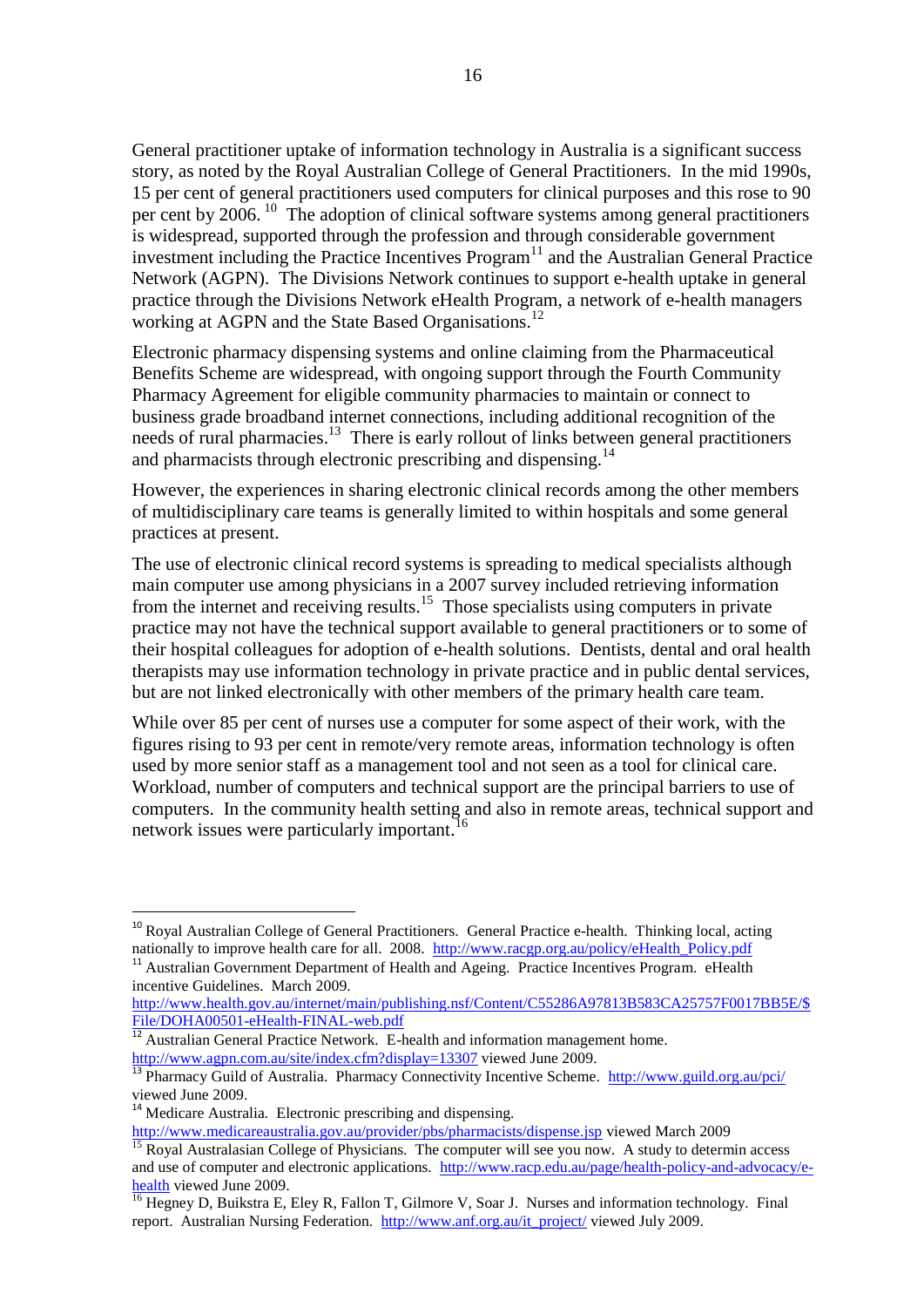General practitioner uptake of information technology in Australia is a significant success story, as noted by the Royal Australian College of General Practitioners. In the mid 1990s, 15 per cent of general practitioners used computers for clinical purposes and this rose to 90 per cent by 2006.[10] The adoption of clinical software systems among general practitioners is widespread, supported through the profession and through considerable government investment including the Practice Incentives Program[11] and the Australian General Practice Network (AGPN). The Divisions Network continues to support e-health uptake in general practice through the Divisions Network eHealth Program, a network of e-health managers working at AGPN and the State Based Organisations.[12]

Electronic pharmacy dispensing systems and online claiming from the Pharmaceutical Benefits Scheme are widespread, with ongoing support through the Fourth Community Pharmacy Agreement for eligible community pharmacies to maintain or connect to business grade broadband internet connections, including additional recognition of the needs of rural pharmacies.[13] There is early rollout of links between general practitioners and pharmacists through electronic prescribing and dispensing.[14]

However, the experiences in sharing electronic clinical records among the other members of multidisciplinary care teams is generally limited to within hospitals and some general practices at present.

The use of electronic clinical record systems is spreading to medical specialists although main computer use among physicians in a 2007 survey included retrieving information from the internet and receiving results.[15] Those specialists using computers in private practice may not have the technical support available to general practitioners or to some of their hospital colleagues for adoption of e-health solutions. Dentists, dental and oral health therapists may use information technology in private practice and in public dental services, but are not linked electronically with other members of the primary health care team.

While over 85 per cent of nurses use a computer for some aspect of their work, with the figures rising to 93 per cent in remote/very remote areas, information technology is often used by more senior staff as a management tool and not seen as a tool for clinical care. Workload, number of computers and technical support are the principal barriers to use of computers. In the community health setting and also in remote areas, technical support and network issues were particularly important.[16]

---

[10] Royal Australian College of General Practitioners. General Practice e-health. Thinking local, acting nationally to improve health care for all. 2008. http://www.racgp.org.au/policy/eHealth_Policy.pdf

[11] Australian Government Department of Health and Ageing. Practice Incentives Program. eHealth incentive Guidelines. March 2009. http://www.health.gov.au/internet/main/publishing.nsf/Content/C55286A97813B583CA25757F0017BB5E/$File/DOHA00501-eHealth-FINAL-web.pdf

[12] Australian General Practice Network. E-health and information management home. http://www.agpn.com.au/site/index.cfm?display=13307 viewed June 2009.

[13] Pharmacy Guild of Australia. Pharmacy Connectivity Incentive Scheme. http://www.guild.org.au/pci/ viewed June 2009.

[14] Medicare Australia. Electronic prescribing and dispensing. http://www.medicareaustralia.gov.au/provider/pbs/pharmacists/dispense.jsp viewed March 2009

[15] Royal Australasian College of Physicians. The computer will see you now. A study to determin access and use of computer and electronic applications. http://www.racp.edu.au/page/health-policy-and-advocacy/e-health viewed June 2009.

[16] Hegney D, Buikstra E, Eley R, Fallon T, Gilmore V, Soar J. Nurses and information technology. Final report. Australian Nursing Federation. http://www.anf.org.au/it_project/ viewed July 2009.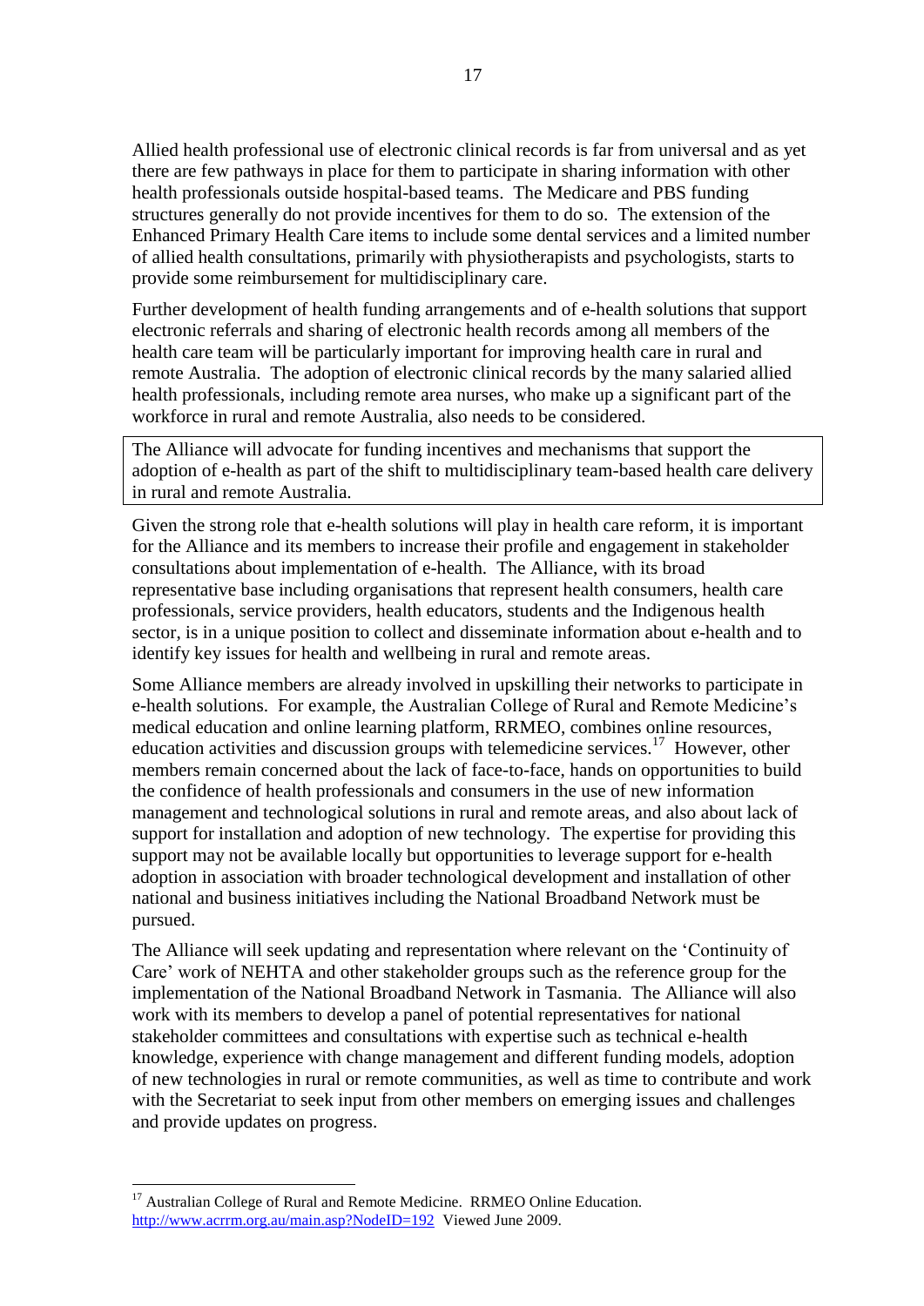Allied health professional use of electronic clinical records is far from universal and as yet there are few pathways in place for them to participate in sharing information with other health professionals outside hospital-based teams. The Medicare and PBS funding structures generally do not provide incentives for them to do so. The extension of the Enhanced Primary Health Care items to include some dental services and a limited number of allied health consultations, primarily with physiotherapists and psychologists, starts to provide some reimbursement for multidisciplinary care.

Further development of health funding arrangements and of e-health solutions that support electronic referrals and sharing of electronic health records among all members of the health care team will be particularly important for improving health care in rural and remote Australia. The adoption of electronic clinical records by the many salaried allied health professionals, including remote area nurses, who make up a significant part of the workforce in rural and remote Australia, also needs to be considered.

> The Alliance will advocate for funding incentives and mechanisms that support the adoption of e-health as part of the shift to multidisciplinary team-based health care delivery in rural and remote Australia.

Given the strong role that e-health solutions will play in health care reform, it is important for the Alliance and its members to increase their profile and engagement in stakeholder consultations about implementation of e-health. The Alliance, with its broad representative base including organisations that represent health consumers, health care professionals, service providers, health educators, students and the Indigenous health sector, is in a unique position to collect and disseminate information about e-health and to identify key issues for health and wellbeing in rural and remote areas.

Some Alliance members are already involved in upskilling their networks to participate in e-health solutions. For example, the Australian College of Rural and Remote Medicine's medical education and online learning platform, RRMEO, combines online resources, education activities and discussion groups with telemedicine services.[17] However, other members remain concerned about the lack of face-to-face, hands on opportunities to build the confidence of health professionals and consumers in the use of new information management and technological solutions in rural and remote areas, and also about lack of support for installation and adoption of new technology. The expertise for providing this support may not be available locally but opportunities to leverage support for e-health adoption in association with broader technological development and installation of other national and business initiatives including the National Broadband Network must be pursued.

The Alliance will seek updating and representation where relevant on the 'Continuity of Care' work of NEHTA and other stakeholder groups such as the reference group for the implementation of the National Broadband Network in Tasmania. The Alliance will also work with its members to develop a panel of potential representatives for national stakeholder committees and consultations with expertise such as technical e-health knowledge, experience with change management and different funding models, adoption of new technologies in rural or remote communities, as well as time to contribute and work with the Secretariat to seek input from other members on emerging issues and challenges and provide updates on progress.

---

[17] Australian College of Rural and Remote Medicine. RRMEO Online Education. http://www.acrrm.org.au/main.asp?NodeID=192 Viewed June 2009.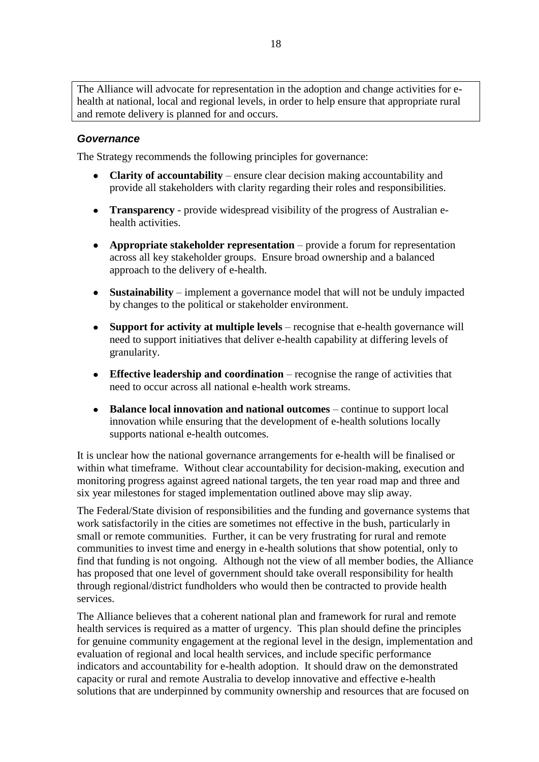The Alliance will advocate for representation in the adoption and change activities for e-health at national, local and regional levels, in order to help ensure that appropriate rural and remote delivery is planned for and occurs.

### *Governance*

The Strategy recommends the following principles for governance:

- **Clarity of accountability** – ensure clear decision making accountability and provide all stakeholders with clarity regarding their roles and responsibilities.
- **Transparency** - provide widespread visibility of the progress of Australian e-health activities.
- **Appropriate stakeholder representation** – provide a forum for representation across all key stakeholder groups. Ensure broad ownership and a balanced approach to the delivery of e-health.
- **Sustainability** – implement a governance model that will not be unduly impacted by changes to the political or stakeholder environment.
- **Support for activity at multiple levels** – recognise that e-health governance will need to support initiatives that deliver e-health capability at differing levels of granularity.
- **Effective leadership and coordination** – recognise the range of activities that need to occur across all national e-health work streams.
- **Balance local innovation and national outcomes** – continue to support local innovation while ensuring that the development of e-health solutions locally supports national e-health outcomes.

It is unclear how the national governance arrangements for e-health will be finalised or within what timeframe. Without clear accountability for decision-making, execution and monitoring progress against agreed national targets, the ten year road map and three and six year milestones for staged implementation outlined above may slip away.

The Federal/State division of responsibilities and the funding and governance systems that work satisfactorily in the cities are sometimes not effective in the bush, particularly in small or remote communities. Further, it can be very frustrating for rural and remote communities to invest time and energy in e-health solutions that show potential, only to find that funding is not ongoing. Although not the view of all member bodies, the Alliance has proposed that one level of government should take overall responsibility for health through regional/district fundholders who would then be contracted to provide health services.

The Alliance believes that a coherent national plan and framework for rural and remote health services is required as a matter of urgency. This plan should define the principles for genuine community engagement at the regional level in the design, implementation and evaluation of regional and local health services, and include specific performance indicators and accountability for e-health adoption. It should draw on the demonstrated capacity or rural and remote Australia to develop innovative and effective e-health solutions that are underpinned by community ownership and resources that are focused on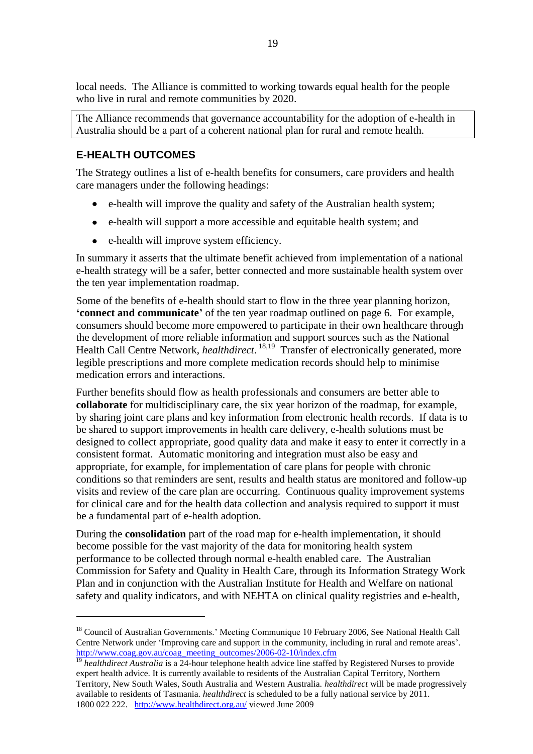local needs. The Alliance is committed to working towards equal health for the people who live in rural and remote communities by 2020.

> The Alliance recommends that governance accountability for the adoption of e-health in Australia should be a part of a coherent national plan for rural and remote health.

## E-HEALTH OUTCOMES

The Strategy outlines a list of e-health benefits for consumers, care providers and health care managers under the following headings:

- e-health will improve the quality and safety of the Australian health system;
- e-health will support a more accessible and equitable health system; and
- e-health will improve system efficiency.

In summary it asserts that the ultimate benefit achieved from implementation of a national e-health strategy will be a safer, better connected and more sustainable health system over the ten year implementation roadmap.

Some of the benefits of e-health should start to flow in the three year planning horizon, **'connect and communicate'** of the ten year roadmap outlined on page 6. For example, consumers should become more empowered to participate in their own healthcare through the development of more reliable information and support sources such as the National Health Call Centre Network, *healthdirect*.[18,19] Transfer of electronically generated, more legible prescriptions and more complete medication records should help to minimise medication errors and interactions.

Further benefits should flow as health professionals and consumers are better able to **collaborate** for multidisciplinary care, the six year horizon of the roadmap, for example, by sharing joint care plans and key information from electronic health records. If data is to be shared to support improvements in health care delivery, e-health solutions must be designed to collect appropriate, good quality data and make it easy to enter it correctly in a consistent format. Automatic monitoring and integration must also be easy and appropriate, for example, for implementation of care plans for people with chronic conditions so that reminders are sent, results and health status are monitored and follow-up visits and review of the care plan are occurring. Continuous quality improvement systems for clinical care and for the health data collection and analysis required to support it must be a fundamental part of e-health adoption.

During the **consolidation** part of the road map for e-health implementation, it should become possible for the vast majority of the data for monitoring health system performance to be collected through normal e-health enabled care. The Australian Commission for Safety and Quality in Health Care, through its Information Strategy Work Plan and in conjunction with the Australian Institute for Health and Welfare on national safety and quality indicators, and with NEHTA on clinical quality registries and e-health,

---

[18] Council of Australian Governments.' Meeting Communique 10 February 2006, See National Health Call Centre Network under 'Improving care and support in the community, including in rural and remote areas'. http://www.coag.gov.au/coag_meeting_outcomes/2006-02-10/index.cfm

[19] *healthdirect Australia* is a 24-hour telephone health advice line staffed by Registered Nurses to provide expert health advice. It is currently available to residents of the Australian Capital Territory, Northern Territory, New South Wales, South Australia and Western Australia. *healthdirect* will be made progressively available to residents of Tasmania. *healthdirect* is scheduled to be a fully national service by 2011. 1800 022 222. http://www.healthdirect.org.au/ viewed June 2009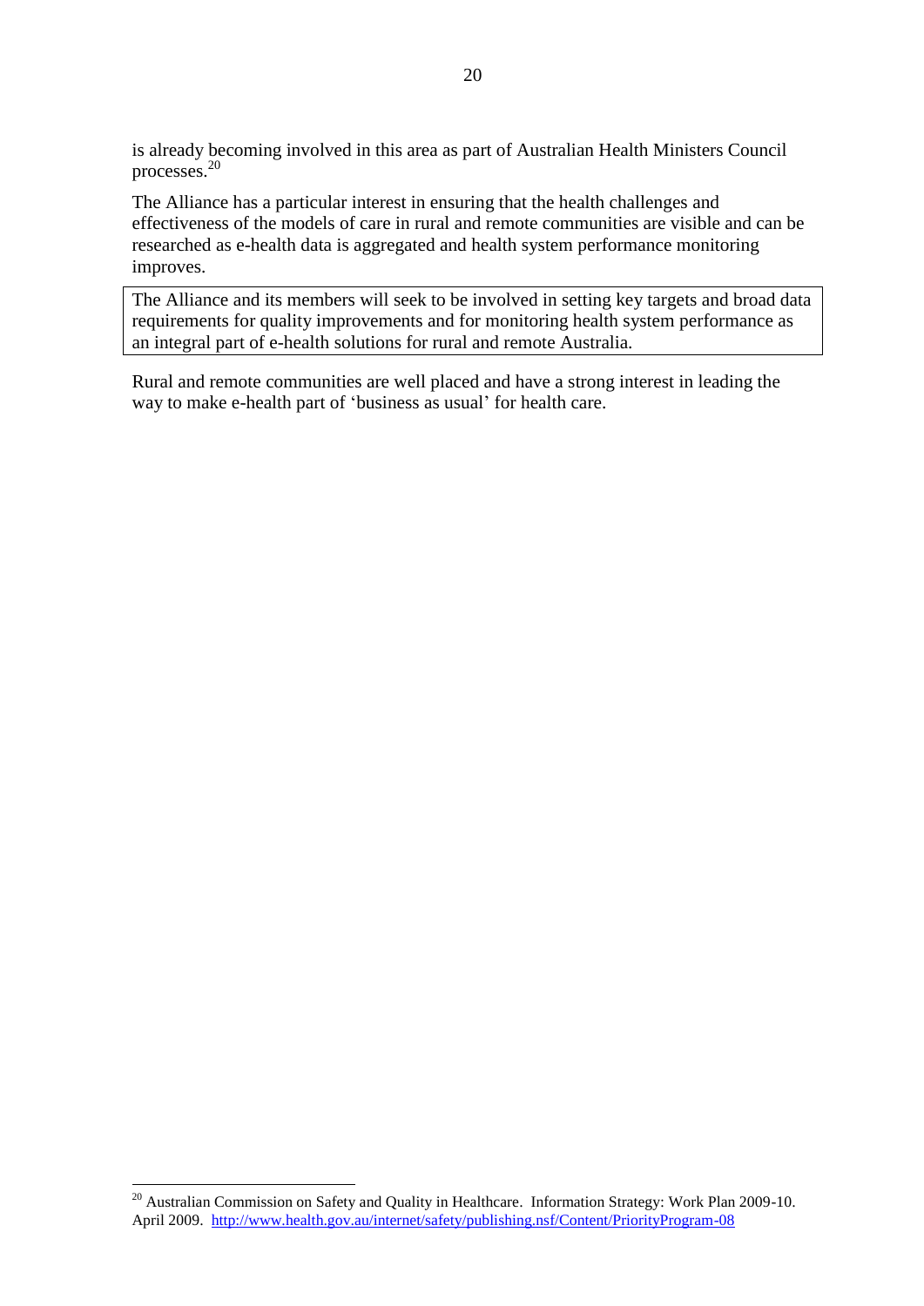is already becoming involved in this area as part of Australian Health Ministers Council processes.[20]

The Alliance has a particular interest in ensuring that the health challenges and effectiveness of the models of care in rural and remote communities are visible and can be researched as e-health data is aggregated and health system performance monitoring improves.

> The Alliance and its members will seek to be involved in setting key targets and broad data requirements for quality improvements and for monitoring health system performance as an integral part of e-health solutions for rural and remote Australia.

Rural and remote communities are well placed and have a strong interest in leading the way to make e-health part of 'business as usual' for health care.

---

[20] Australian Commission on Safety and Quality in Healthcare. Information Strategy: Work Plan 2009-10. April 2009. http://www.health.gov.au/internet/safety/publishing.nsf/Content/PriorityProgram-08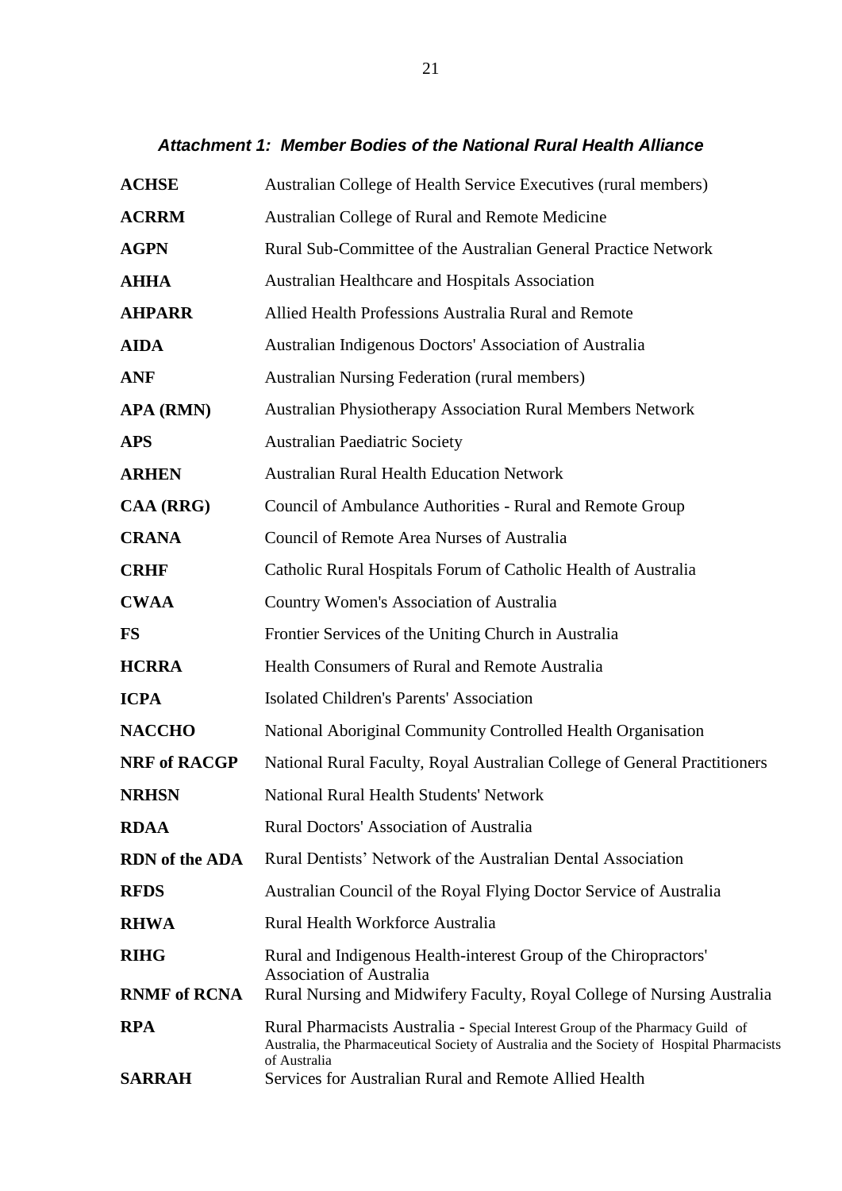### *Attachment 1: Member Bodies of the National Rural Health Alliance*

| | |
|---|---|
| **ACHSE** | Australian College of Health Service Executives (rural members) |
| **ACRRM** | Australian College of Rural and Remote Medicine |
| **AGPN** | Rural Sub-Committee of the Australian General Practice Network |
| **AHHA** | Australian Healthcare and Hospitals Association |
| **AHPARR** | Allied Health Professions Australia Rural and Remote |
| **AIDA** | Australian Indigenous Doctors' Association of Australia |
| **ANF** | Australian Nursing Federation (rural members) |
| **APA (RMN)** | Australian Physiotherapy Association Rural Members Network |
| **APS** | Australian Paediatric Society |
| **ARHEN** | Australian Rural Health Education Network |
| **CAA (RRG)** | Council of Ambulance Authorities - Rural and Remote Group |
| **CRANA** | Council of Remote Area Nurses of Australia |
| **CRHF** | Catholic Rural Hospitals Forum of Catholic Health of Australia |
| **CWAA** | Country Women's Association of Australia |
| **FS** | Frontier Services of the Uniting Church in Australia |
| **HCRRA** | Health Consumers of Rural and Remote Australia |
| **ICPA** | Isolated Children's Parents' Association |
| **NACCHO** | National Aboriginal Community Controlled Health Organisation |
| **NRF of RACGP** | National Rural Faculty, Royal Australian College of General Practitioners |
| **NRHSN** | National Rural Health Students' Network |
| **RDAA** | Rural Doctors' Association of Australia |
| **RDN of the ADA** | Rural Dentists' Network of the Australian Dental Association |
| **RFDS** | Australian Council of the Royal Flying Doctor Service of Australia |
| **RHWA** | Rural Health Workforce Australia |
| **RIHG** | Rural and Indigenous Health-interest Group of the Chiropractors' Association of Australia |
| **RNMF of RCNA** | Rural Nursing and Midwifery Faculty, Royal College of Nursing Australia |
| **RPA** | Rural Pharmacists Australia - Special Interest Group of the Pharmacy Guild of Australia, the Pharmaceutical Society of Australia and the Society of Hospital Pharmacists of Australia |
| **SARRAH** | Services for Australian Rural and Remote Allied Health |